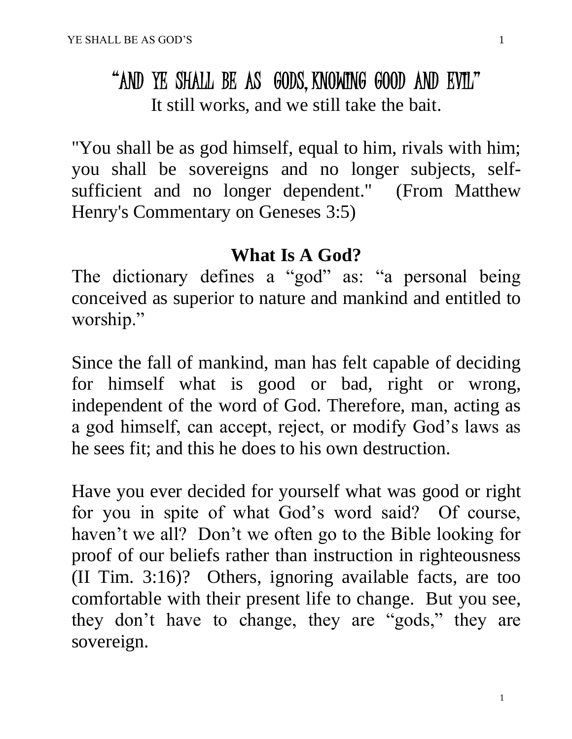# "AND YE SHALL BE AS GODS, KNOWING GOOD AND EVIL"

It still works, and we still take the bait.

"You shall be as god himself, equal to him, rivals with him; you shall be sovereigns and no longer subjects, self-sufficient and no longer dependent." (From Matthew Henry's Commentary on Geneses 3:5)

## What Is A God?

The dictionary defines a "god" as: "a personal being conceived as superior to nature and mankind and entitled to worship."

Since the fall of mankind, man has felt capable of deciding for himself what is good or bad, right or wrong, independent of the word of God. Therefore, man, acting as a god himself, can accept, reject, or modify God's laws as he sees fit; and this he does to his own destruction.

Have you ever decided for yourself what was good or right for you in spite of what God's word said? Of course, haven't we all? Don't we often go to the Bible looking for proof of our beliefs rather than instruction in righteousness (II Tim. 3:16)? Others, ignoring available facts, are too comfortable with their present life to change. But you see, they don't have to change, they are "gods," they are sovereign.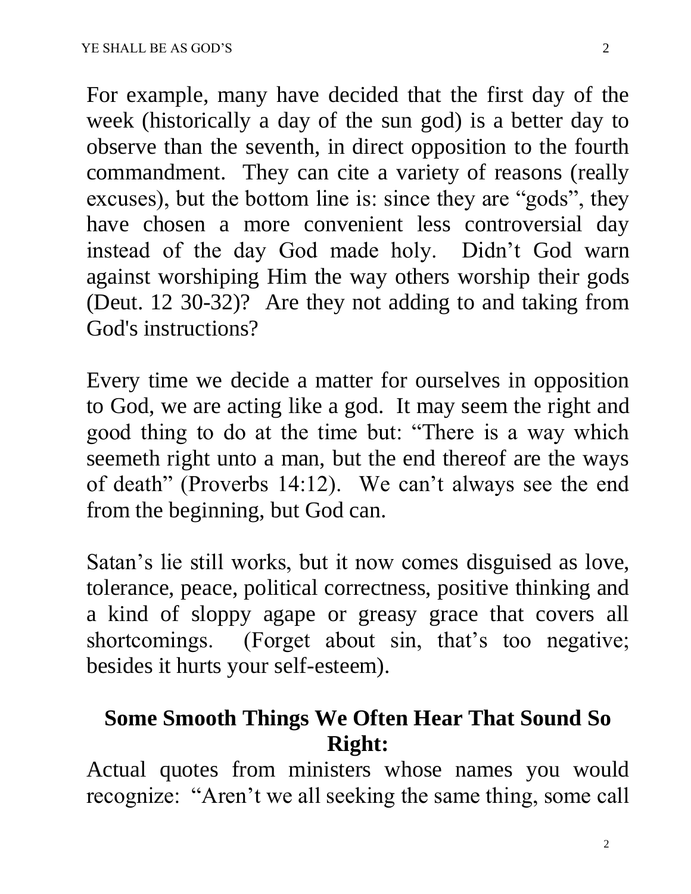For example, many have decided that the first day of the week (historically a day of the sun god) is a better day to observe than the seventh, in direct opposition to the fourth commandment. They can cite a variety of reasons (really excuses), but the bottom line is: since they are "gods", they have chosen a more convenient less controversial day instead of the day God made holy. Didn't God warn against worshiping Him the way others worship their gods (Deut. 12 30-32)? Are they not adding to and taking from God's instructions?

Every time we decide a matter for ourselves in opposition to God, we are acting like a god. It may seem the right and good thing to do at the time but: "There is a way which seemeth right unto a man, but the end thereof are the ways of death" (Proverbs 14:12). We can't always see the end from the beginning, but God can.

Satan's lie still works, but it now comes disguised as love, tolerance, peace, political correctness, positive thinking and a kind of sloppy agape or greasy grace that covers all shortcomings. (Forget about sin, that's too negative; besides it hurts your self-esteem).

## Some Smooth Things We Often Hear That Sound So Right:

Actual quotes from ministers whose names you would recognize: "Aren't we all seeking the same thing, some call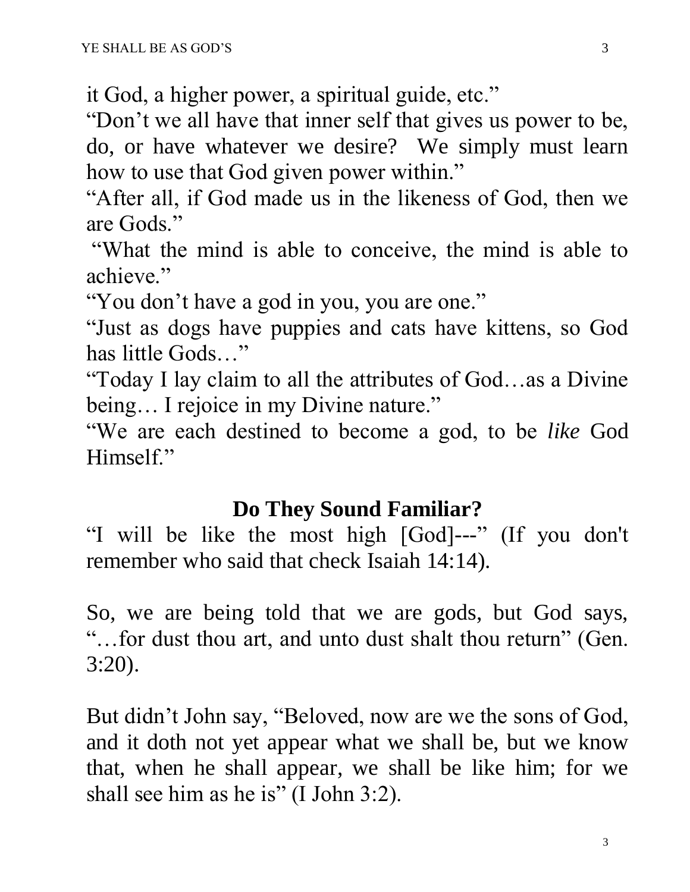it God, a higher power, a spiritual guide, etc."

"Don't we all have that inner self that gives us power to be, do, or have whatever we desire? We simply must learn how to use that God given power within."

"After all, if God made us in the likeness of God, then we are Gods."

"What the mind is able to conceive, the mind is able to achieve."

"You don't have a god in you, you are one."

"Just as dogs have puppies and cats have kittens, so God has little Gods…"

"Today I lay claim to all the attributes of God…as a Divine being… I rejoice in my Divine nature."

"We are each destined to become a god, to be *like* God Himself."

## Do They Sound Familiar?

"I will be like the most high [God]---" (If you don't remember who said that check Isaiah 14:14).

So, we are being told that we are gods, but God says, "…for dust thou art, and unto dust shalt thou return" (Gen. 3:20).

But didn't John say, "Beloved, now are we the sons of God, and it doth not yet appear what we shall be, but we know that, when he shall appear, we shall be like him; for we shall see him as he is" (I John 3:2).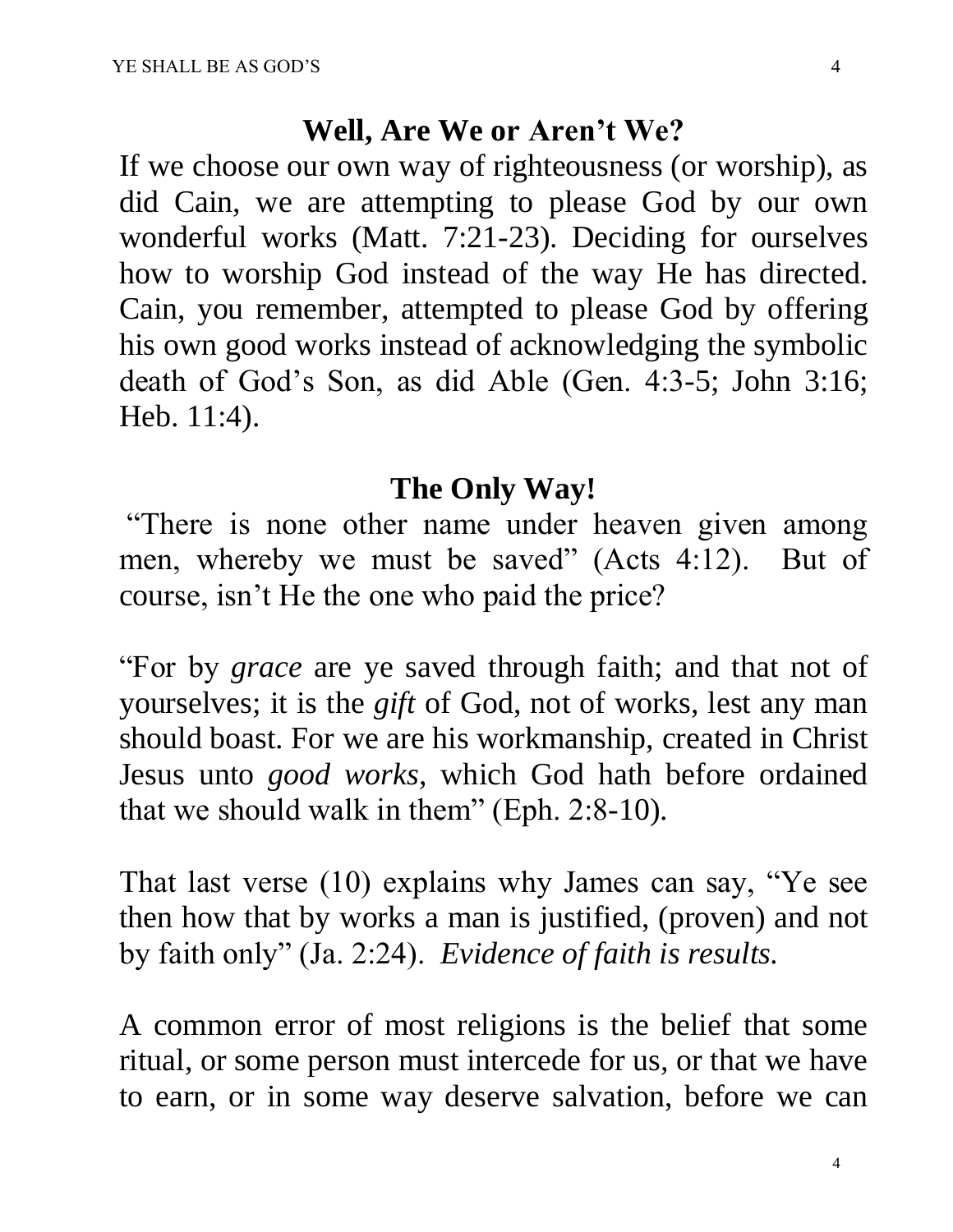## Well, Are We or Aren't We?

If we choose our own way of righteousness (or worship), as did Cain, we are attempting to please God by our own wonderful works (Matt. 7:21-23). Deciding for ourselves how to worship God instead of the way He has directed. Cain, you remember, attempted to please God by offering his own good works instead of acknowledging the symbolic death of God's Son, as did Able (Gen. 4:3-5; John 3:16; Heb. 11:4).

## The Only Way!

"There is none other name under heaven given among men, whereby we must be saved" (Acts 4:12). But of course, isn't He the one who paid the price?

"For by *grace* are ye saved through faith; and that not of yourselves; it is the *gift* of God, not of works, lest any man should boast. For we are his workmanship, created in Christ Jesus unto *good works*, which God hath before ordained that we should walk in them" (Eph. 2:8-10).

That last verse (10) explains why James can say, "Ye see then how that by works a man is justified, (proven) and not by faith only" (Ja. 2:24). *Evidence of faith is results.*

A common error of most religions is the belief that some ritual, or some person must intercede for us, or that we have to earn, or in some way deserve salvation, before we can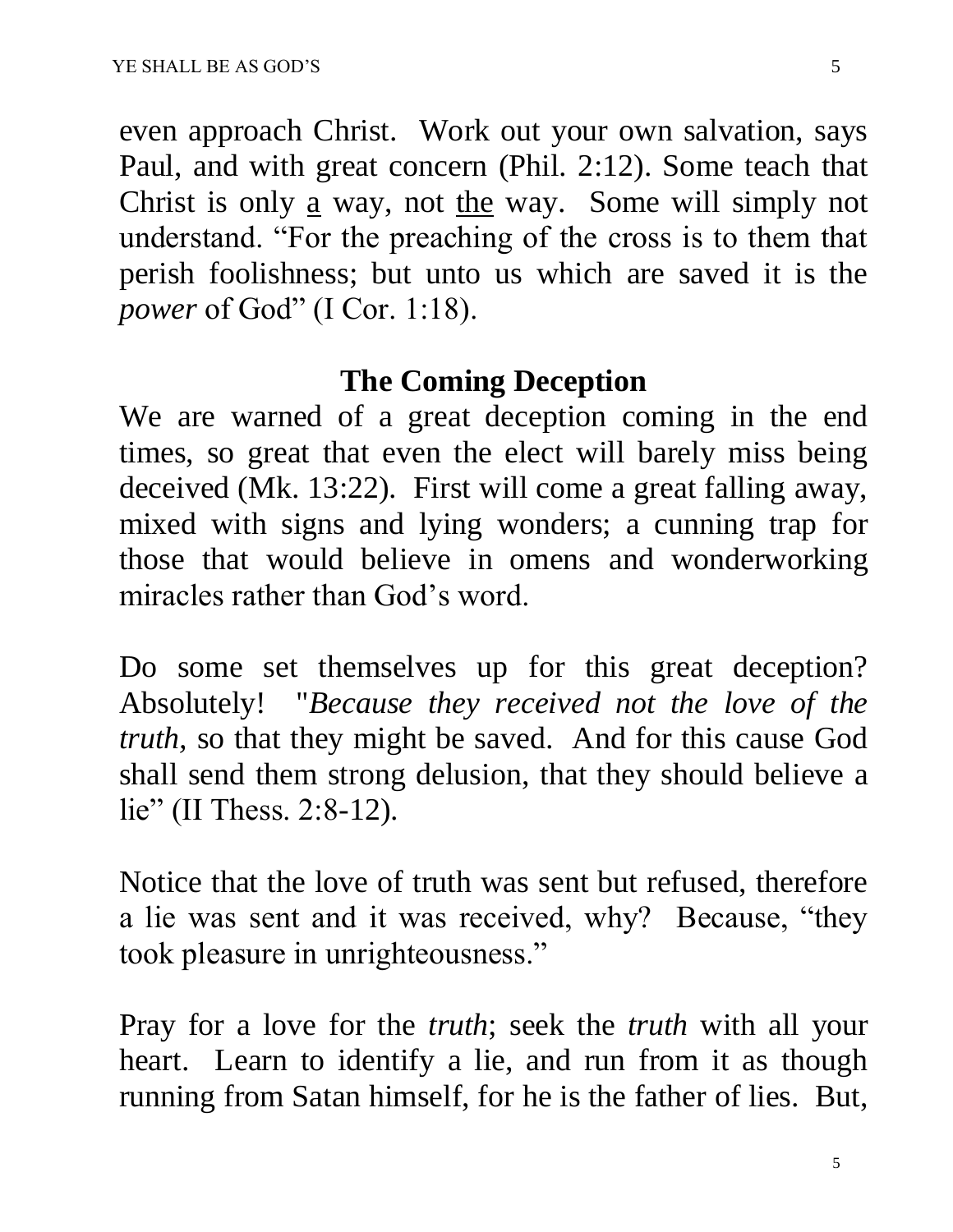even approach Christ. Work out your own salvation, says Paul, and with great concern (Phil. 2:12). Some teach that Christ is only <u>a</u> way, not <u>the</u> way. Some will simply not understand. “For the preaching of the cross is to them that perish foolishness; but unto us which are saved it is the *power* of God” (I Cor. 1:18).

## The Coming Deception

We are warned of a great deception coming in the end times, so great that even the elect will barely miss being deceived (Mk. 13:22). First will come a great falling away, mixed with signs and lying wonders; a cunning trap for those that would believe in omens and wonderworking miracles rather than God’s word.

Do some set themselves up for this great deception? Absolutely! "*Because they received not the love of the truth*, so that they might be saved. And for this cause God shall send them strong delusion, that they should believe a lie” (II Thess. 2:8-12).

Notice that the love of truth was sent but refused, therefore a lie was sent and it was received, why? Because, “they took pleasure in unrighteousness.”

Pray for a love for the *truth*; seek the *truth* with all your heart. Learn to identify a lie, and run from it as though running from Satan himself, for he is the father of lies. But,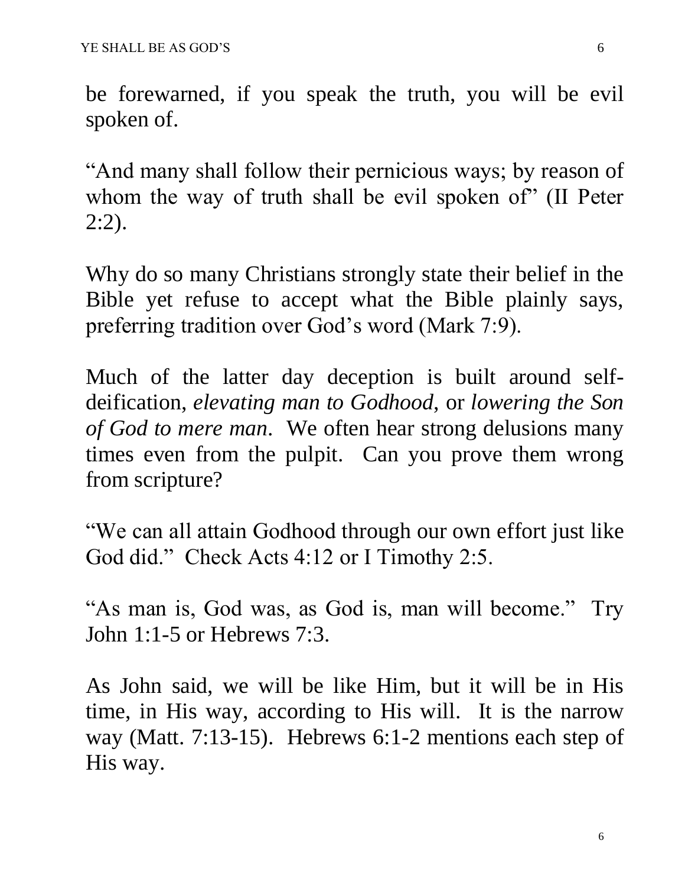be forewarned, if you speak the truth, you will be evil spoken of.

“And many shall follow their pernicious ways; by reason of whom the way of truth shall be evil spoken of” (II Peter 2:2).

Why do so many Christians strongly state their belief in the Bible yet refuse to accept what the Bible plainly says, preferring tradition over God’s word (Mark 7:9).

Much of the latter day deception is built around self-deification, *elevating man to Godhood*, or *lowering the Son of God to mere man*. We often hear strong delusions many times even from the pulpit. Can you prove them wrong from scripture?

“We can all attain Godhood through our own effort just like God did.” Check Acts 4:12 or I Timothy 2:5.

“As man is, God was, as God is, man will become.” Try John 1:1-5 or Hebrews 7:3.

As John said, we will be like Him, but it will be in His time, in His way, according to His will. It is the narrow way (Matt. 7:13-15). Hebrews 6:1-2 mentions each step of His way.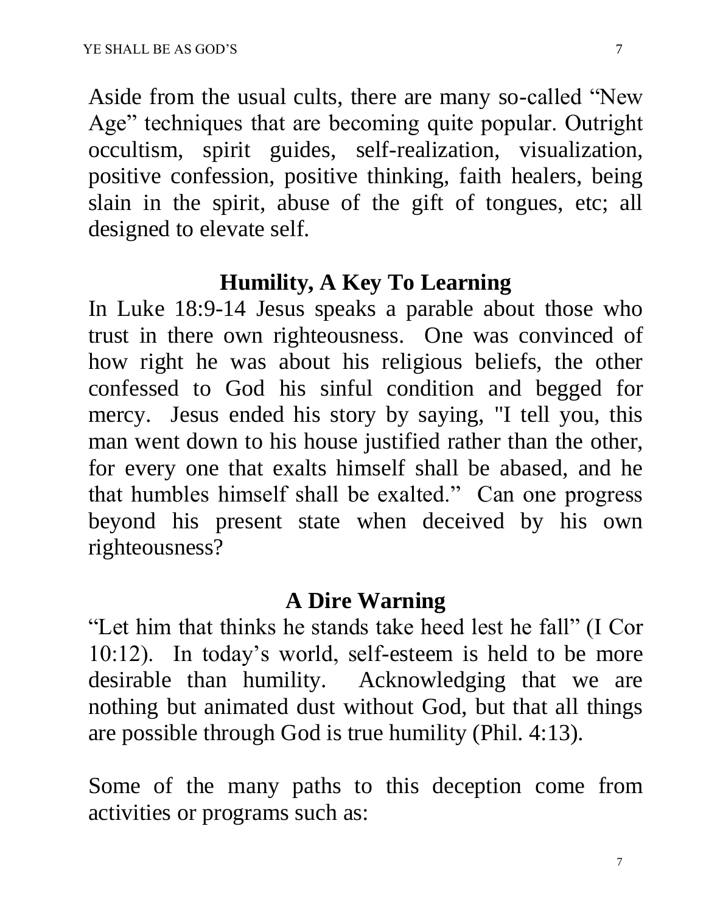Aside from the usual cults, there are many so-called "New Age" techniques that are becoming quite popular. Outright occultism, spirit guides, self-realization, visualization, positive confession, positive thinking, faith healers, being slain in the spirit, abuse of the gift of tongues, etc; all designed to elevate self.

## Humility, A Key To Learning

In Luke 18:9-14 Jesus speaks a parable about those who trust in there own righteousness. One was convinced of how right he was about his religious beliefs, the other confessed to God his sinful condition and begged for mercy. Jesus ended his story by saying, "I tell you, this man went down to his house justified rather than the other, for every one that exalts himself shall be abased, and he that humbles himself shall be exalted." Can one progress beyond his present state when deceived by his own righteousness?

## A Dire Warning

"Let him that thinks he stands take heed lest he fall" (I Cor 10:12). In today's world, self-esteem is held to be more desirable than humility. Acknowledging that we are nothing but animated dust without God, but that all things are possible through God is true humility (Phil. 4:13).

Some of the many paths to this deception come from activities or programs such as: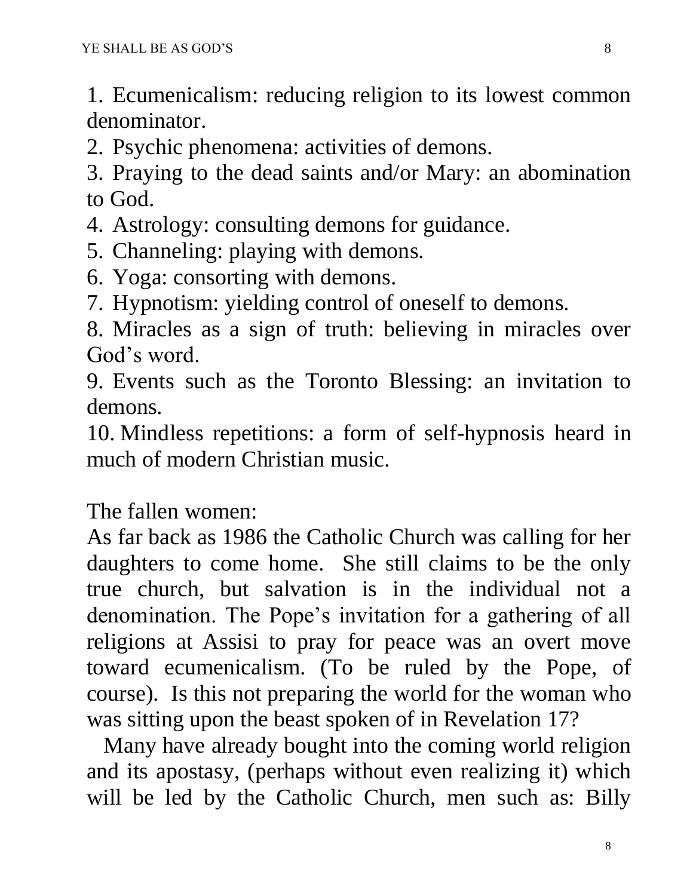1. Ecumenicalism: reducing religion to its lowest common denominator.
2. Psychic phenomena: activities of demons.
3. Praying to the dead saints and/or Mary: an abomination to God.
4. Astrology: consulting demons for guidance.
5. Channeling: playing with demons.
6. Yoga: consorting with demons.
7. Hypnotism: yielding control of oneself to demons.
8. Miracles as a sign of truth: believing in miracles over God's word.
9. Events such as the Toronto Blessing: an invitation to demons.
10. Mindless repetitions: a form of self-hypnosis heard in much of modern Christian music.

The fallen women:
As far back as 1986 the Catholic Church was calling for her daughters to come home. She still claims to be the only true church, but salvation is in the individual not a denomination. The Pope's invitation for a gathering of all religions at Assisi to pray for peace was an overt move toward ecumenicalism. (To be ruled by the Pope, of course). Is this not preparing the world for the woman who was sitting upon the beast spoken of in Revelation 17?

Many have already bought into the coming world religion and its apostasy, (perhaps without even realizing it) which will be led by the Catholic Church, men such as: Billy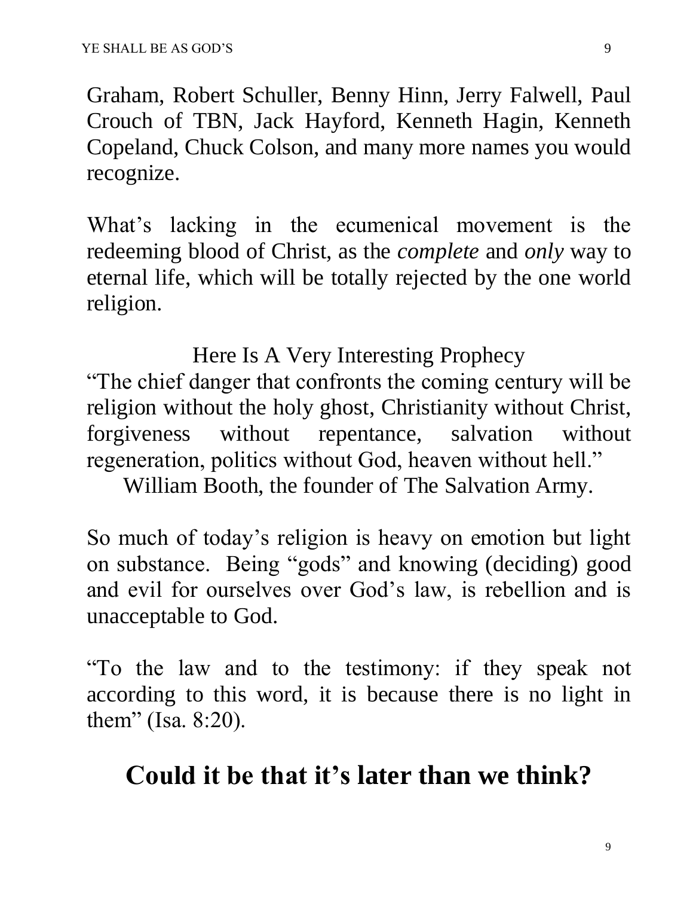Graham, Robert Schuller, Benny Hinn, Jerry Falwell, Paul Crouch of TBN, Jack Hayford, Kenneth Hagin, Kenneth Copeland, Chuck Colson, and many more names you would recognize.

What's lacking in the ecumenical movement is the redeeming blood of Christ, as the *complete* and *only* way to eternal life, which will be totally rejected by the one world religion.

Here Is A Very Interesting Prophecy

"The chief danger that confronts the coming century will be religion without the holy ghost, Christianity without Christ, forgiveness without repentance, salvation without regeneration, politics without God, heaven without hell."

William Booth, the founder of The Salvation Army.

So much of today's religion is heavy on emotion but light on substance. Being "gods" and knowing (deciding) good and evil for ourselves over God's law, is rebellion and is unacceptable to God.

"To the law and to the testimony: if they speak not according to this word, it is because there is no light in them" (Isa. 8:20).

## Could it be that it's later than we think?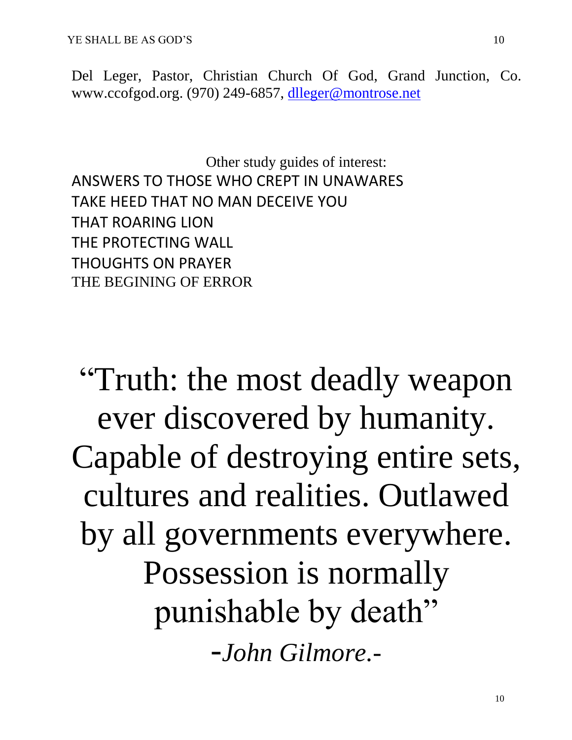Del Leger, Pastor, Christian Church Of God, Grand Junction, Co. www.ccofgod.org. (970) 249-6857, dlleger@montrose.net

Other study guides of interest:

ANSWERS TO THOSE WHO CREPT IN UNAWARES
TAKE HEED THAT NO MAN DECEIVE YOU
THAT ROARING LION
THE PROTECTING WALL
THOUGHTS ON PRAYER
THE BEGINING OF ERROR

"Truth: the most deadly weapon ever discovered by humanity. Capable of destroying entire sets, cultures and realities. Outlawed by all governments everywhere. Possession is normally punishable by death"

-*John Gilmore.-*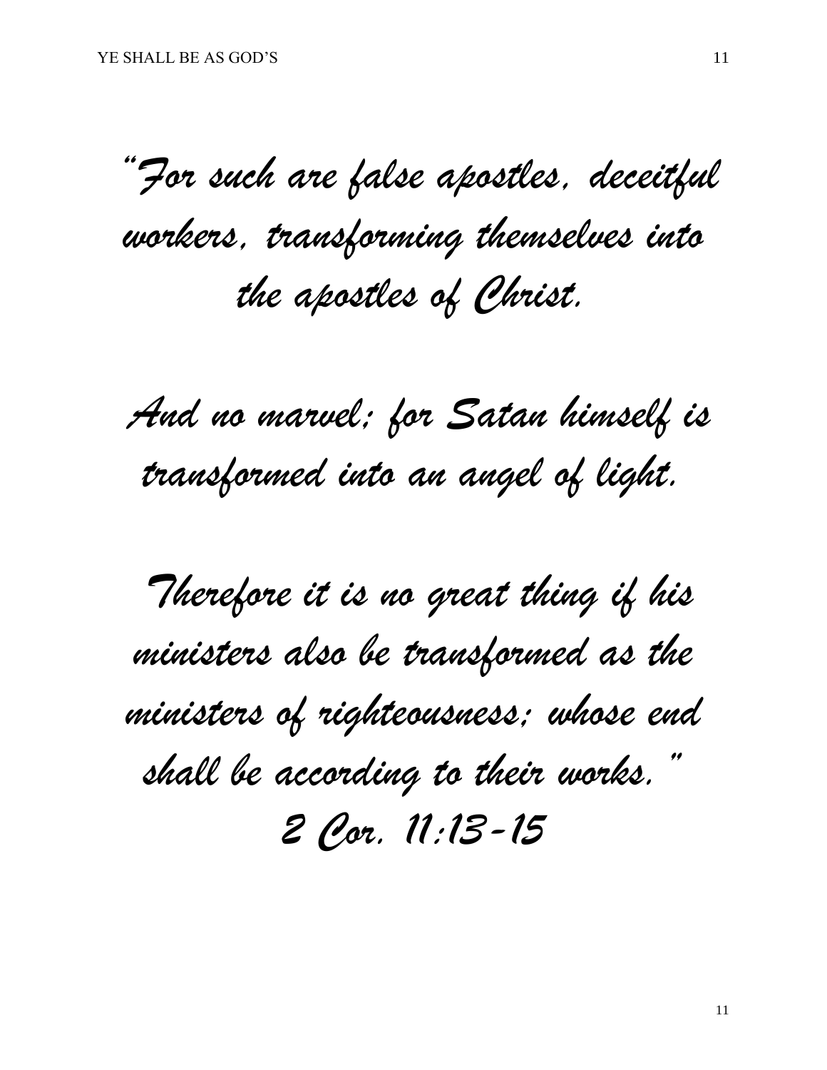*"For such are false apostles, deceitful workers, transforming themselves into the apostles of Christ.*

*And no marvel; for Satan himself is transformed into an angel of light.*

*Therefore it is no great thing if his ministers also be transformed as the ministers of righteousness; whose end shall be according to their works."*
*2 Cor. 11:13-15*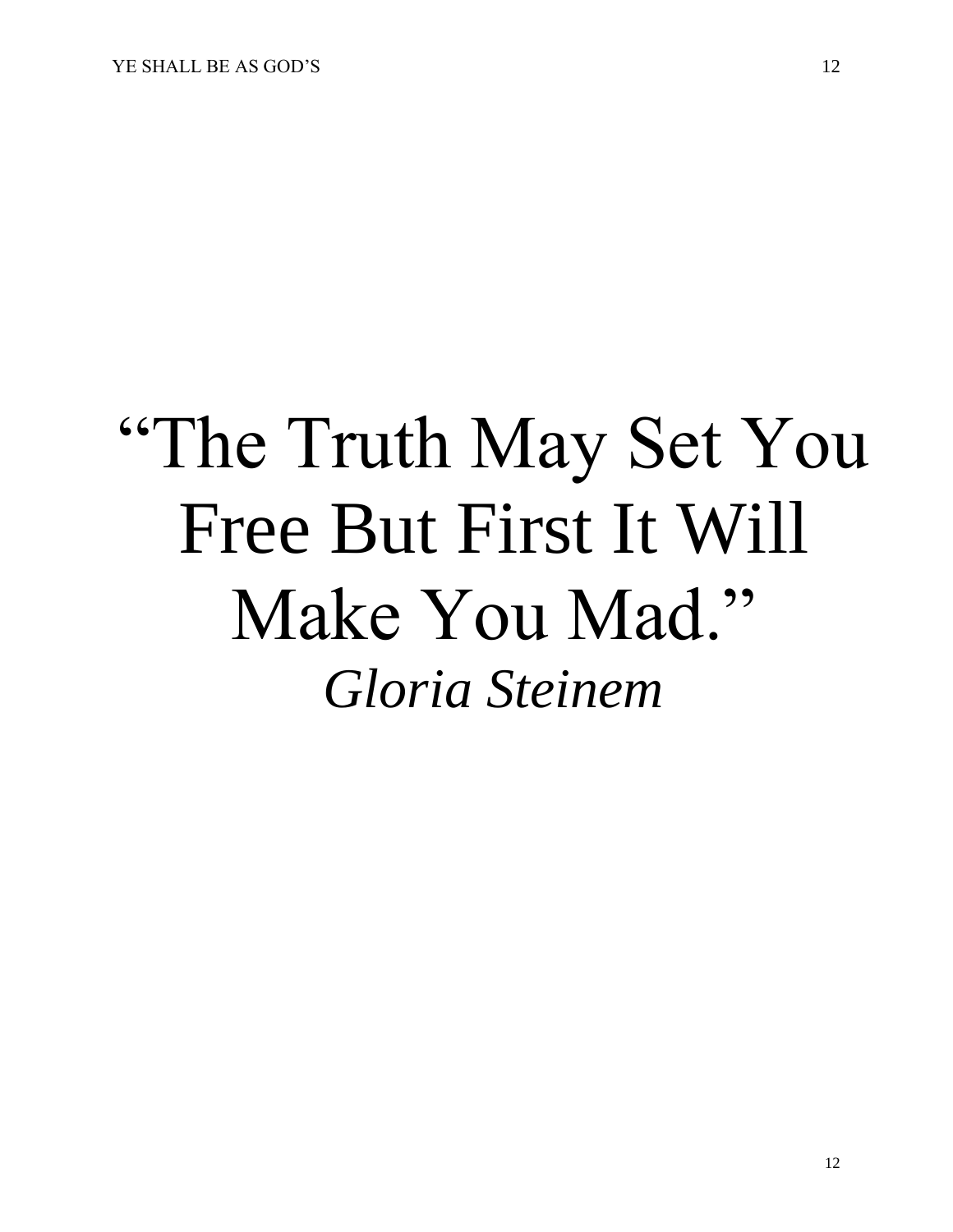# “The Truth May Set You Free But First It Will Make You Mad.”

*Gloria Steinem*